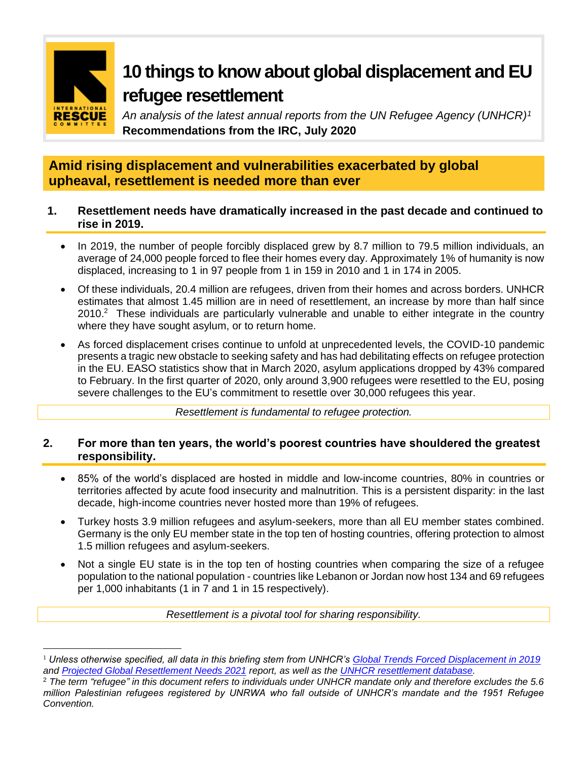# 10 things to know about global displacement and EU refugee resettlement

*An analysis of the latest annual reports from the UN Refugee Agency (UNHCR)*[1]

**Recommendations from the IRC, July 2020**

## Amid rising displacement and vulnerabilities exacerbated by global upheaval, resettlement is needed more than ever

### 1. Resettlement needs have dramatically increased in the past decade and continued to rise in 2019.

- In 2019, the number of people forcibly displaced grew by 8.7 million to 79.5 million individuals, an average of 24,000 people forced to flee their homes every day. Approximately 1% of humanity is now displaced, increasing to 1 in 97 people from 1 in 159 in 2010 and 1 in 174 in 2005.
- Of these individuals, 20.4 million are refugees, driven from their homes and across borders. UNHCR estimates that almost 1.45 million are in need of resettlement, an increase by more than half since 2010.[2] These individuals are particularly vulnerable and unable to either integrate in the country where they have sought asylum, or to return home.
- As forced displacement crises continue to unfold at unprecedented levels, the COVID-10 pandemic presents a tragic new obstacle to seeking safety and has had debilitating effects on refugee protection in the EU. EASO statistics show that in March 2020, asylum applications dropped by 43% compared to February. In the first quarter of 2020, only around 3,900 refugees were resettled to the EU, posing severe challenges to the EU's commitment to resettle over 30,000 refugees this year.

*Resettlement is fundamental to refugee protection.*

### 2. For more than ten years, the world's poorest countries have shouldered the greatest responsibility.

- 85% of the world's displaced are hosted in middle and low-income countries, 80% in countries or territories affected by acute food insecurity and malnutrition. This is a persistent disparity: in the last decade, high-income countries never hosted more than 19% of refugees.
- Turkey hosts 3.9 million refugees and asylum-seekers, more than all EU member states combined. Germany is the only EU member state in the top ten of hosting countries, offering protection to almost 1.5 million refugees and asylum-seekers.
- Not a single EU state is in the top ten of hosting countries when comparing the size of a refugee population to the national population - countries like Lebanon or Jordan now host 134 and 69 refugees per 1,000 inhabitants (1 in 7 and 1 in 15 respectively).

*Resettlement is a pivotal tool for sharing responsibility.*

---

[1] *Unless otherwise specified, all data in this briefing stem from UNHCR's [Global Trends Forced Displacement in 2019]() and [Projected Global Resettlement Needs 2021]() report, as well as the [UNHCR resettlement database]().*

[2] *The term "refugee" in this document refers to individuals under UNHCR mandate only and therefore excludes the 5.6 million Palestinian refugees registered by UNRWA who fall outside of UNHCR's mandate and the 1951 Refugee Convention.*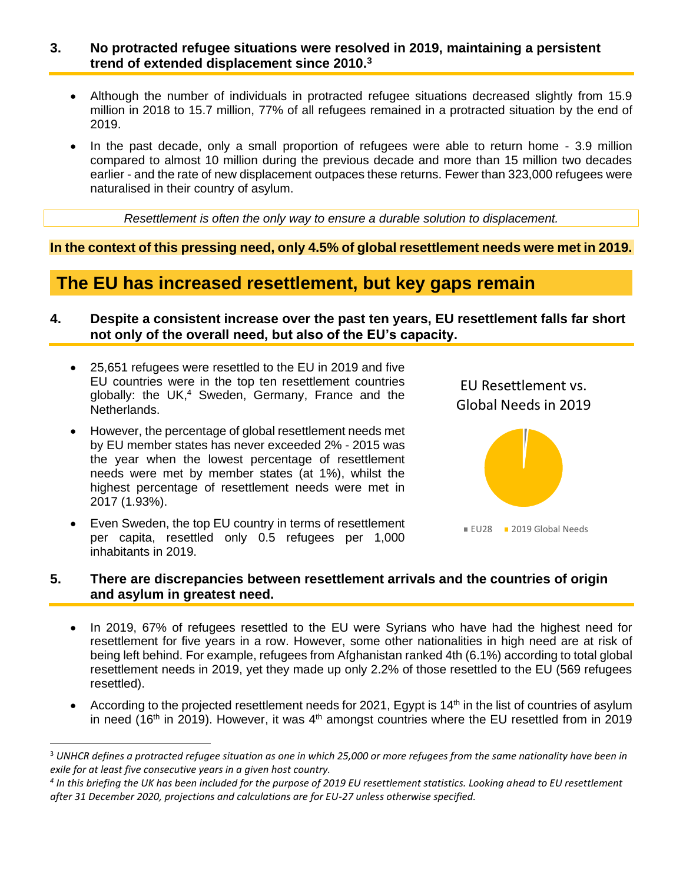### 3. No protracted refugee situations were resolved in 2019, maintaining a persistent trend of extended displacement since 2010.[3]

- Although the number of individuals in protracted refugee situations decreased slightly from 15.9 million in 2018 to 15.7 million, 77% of all refugees remained in a protracted situation by the end of 2019.
- In the past decade, only a small proportion of refugees were able to return home - 3.9 million compared to almost 10 million during the previous decade and more than 15 million two decades earlier - and the rate of new displacement outpaces these returns. Fewer than 323,000 refugees were naturalised in their country of asylum.

*Resettlement is often the only way to ensure a durable solution to displacement.*

**In the context of this pressing need, only 4.5% of global resettlement needs were met in 2019.**

## The EU has increased resettlement, but key gaps remain

### 4. Despite a consistent increase over the past ten years, EU resettlement falls far short not only of the overall need, but also of the EU's capacity.

- 25,651 refugees were resettled to the EU in 2019 and five EU countries were in the top ten resettlement countries globally: the UK,[4] Sweden, Germany, France and the Netherlands.
- However, the percentage of global resettlement needs met by EU member states has never exceeded 2% - 2015 was the year when the lowest percentage of resettlement needs were met by member states (at 1%), whilst the highest percentage of resettlement needs were met in 2017 (1.93%).
- Even Sweden, the top EU country in terms of resettlement per capita, resettled only 0.5 refugees per 1,000 inhabitants in 2019.

EU Resettlement vs. Global Needs in 2019

EU28 | 2019 Global Needs

### 5. There are discrepancies between resettlement arrivals and the countries of origin and asylum in greatest need.

- In 2019, 67% of refugees resettled to the EU were Syrians who have had the highest need for resettlement for five years in a row. However, some other nationalities in high need are at risk of being left behind. For example, refugees from Afghanistan ranked 4th (6.1%) according to total global resettlement needs in 2019, yet they made up only 2.2% of those resettled to the EU (569 refugees resettled).
- According to the projected resettlement needs for 2021, Egypt is 14th in the list of countries of asylum in need (16th in 2019). However, it was 4th amongst countries where the EU resettled from in 2019

---

[3] *UNHCR defines a protracted refugee situation as one in which 25,000 or more refugees from the same nationality have been in exile for at least five consecutive years in a given host country.*

[4] *In this briefing the UK has been included for the purpose of 2019 EU resettlement statistics. Looking ahead to EU resettlement after 31 December 2020, projections and calculations are for EU-27 unless otherwise specified.*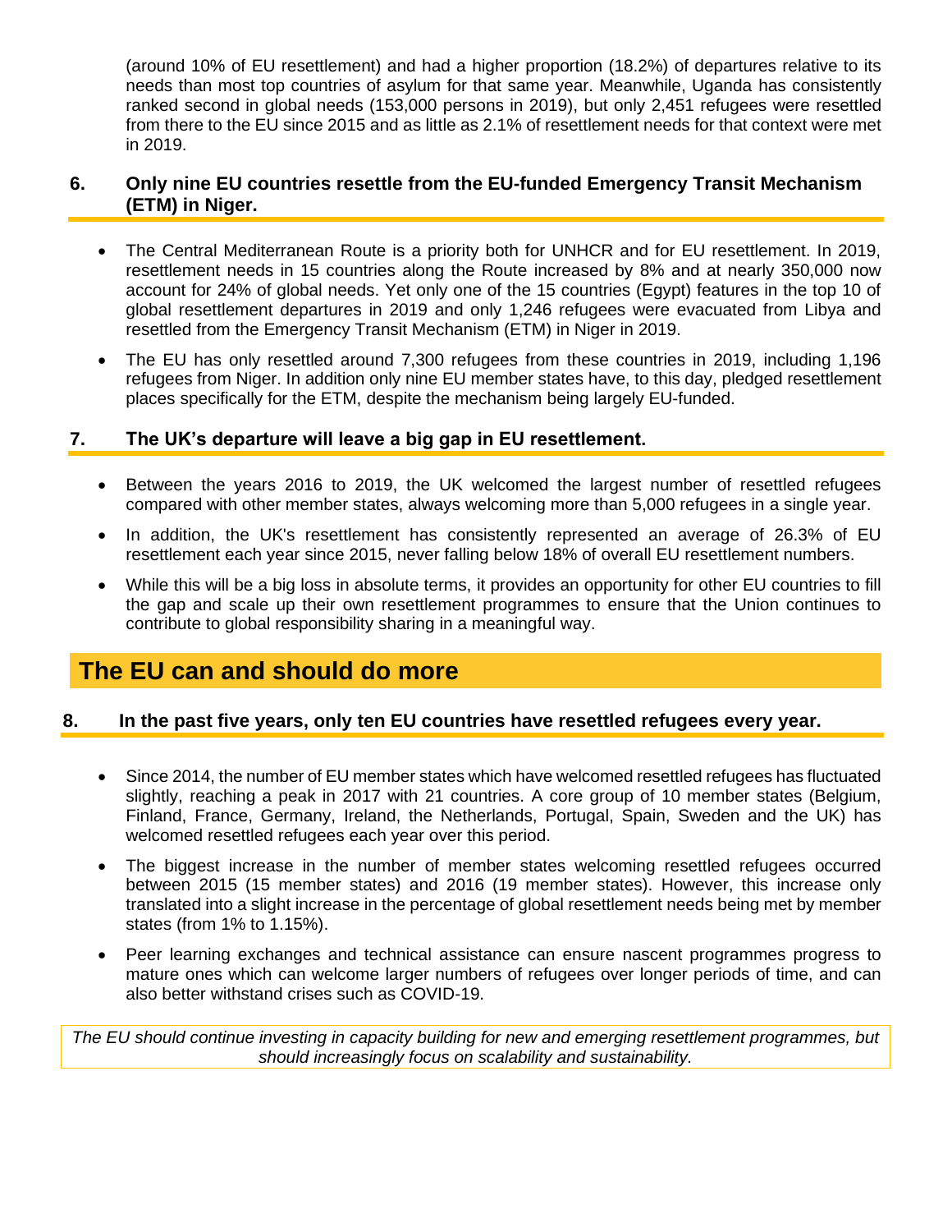(around 10% of EU resettlement) and had a higher proportion (18.2%) of departures relative to its needs than most top countries of asylum for that same year. Meanwhile, Uganda has consistently ranked second in global needs (153,000 persons in 2019), but only 2,451 refugees were resettled from there to the EU since 2015 and as little as 2.1% of resettlement needs for that context were met in 2019.

### 6. Only nine EU countries resettle from the EU-funded Emergency Transit Mechanism (ETM) in Niger.

- The Central Mediterranean Route is a priority both for UNHCR and for EU resettlement. In 2019, resettlement needs in 15 countries along the Route increased by 8% and at nearly 350,000 now account for 24% of global needs. Yet only one of the 15 countries (Egypt) features in the top 10 of global resettlement departures in 2019 and only 1,246 refugees were evacuated from Libya and resettled from the Emergency Transit Mechanism (ETM) in Niger in 2019.
- The EU has only resettled around 7,300 refugees from these countries in 2019, including 1,196 refugees from Niger. In addition only nine EU member states have, to this day, pledged resettlement places specifically for the ETM, despite the mechanism being largely EU-funded.

### 7. The UK's departure will leave a big gap in EU resettlement.

- Between the years 2016 to 2019, the UK welcomed the largest number of resettled refugees compared with other member states, always welcoming more than 5,000 refugees in a single year.
- In addition, the UK's resettlement has consistently represented an average of 26.3% of EU resettlement each year since 2015, never falling below 18% of overall EU resettlement numbers.
- While this will be a big loss in absolute terms, it provides an opportunity for other EU countries to fill the gap and scale up their own resettlement programmes to ensure that the Union continues to contribute to global responsibility sharing in a meaningful way.

## The EU can and should do more

### 8. In the past five years, only ten EU countries have resettled refugees every year.

- Since 2014, the number of EU member states which have welcomed resettled refugees has fluctuated slightly, reaching a peak in 2017 with 21 countries. A core group of 10 member states (Belgium, Finland, France, Germany, Ireland, the Netherlands, Portugal, Spain, Sweden and the UK) has welcomed resettled refugees each year over this period.
- The biggest increase in the number of member states welcoming resettled refugees occurred between 2015 (15 member states) and 2016 (19 member states). However, this increase only translated into a slight increase in the percentage of global resettlement needs being met by member states (from 1% to 1.15%).
- Peer learning exchanges and technical assistance can ensure nascent programmes progress to mature ones which can welcome larger numbers of refugees over longer periods of time, and can also better withstand crises such as COVID-19.

*The EU should continue investing in capacity building for new and emerging resettlement programmes, but should increasingly focus on scalability and sustainability.*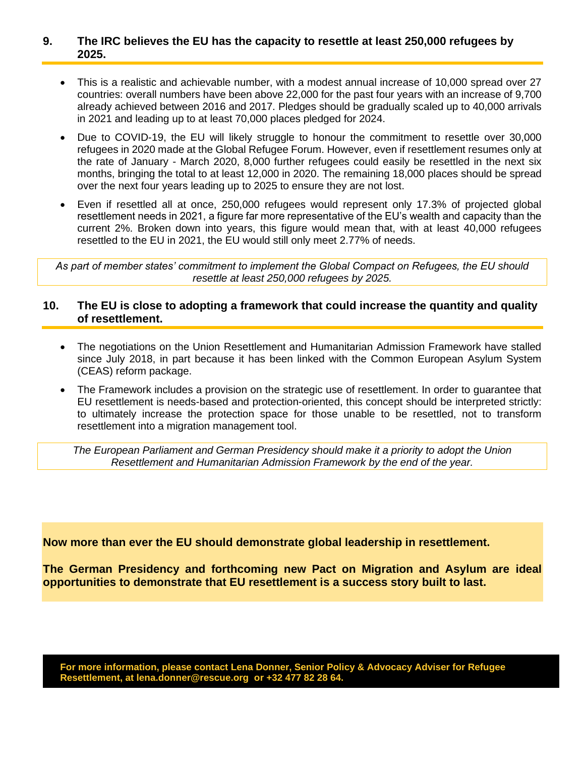## 9. The IRC believes the EU has the capacity to resettle at least 250,000 refugees by 2025.

- This is a realistic and achievable number, with a modest annual increase of 10,000 spread over 27 countries: overall numbers have been above 22,000 for the past four years with an increase of 9,700 already achieved between 2016 and 2017. Pledges should be gradually scaled up to 40,000 arrivals in 2021 and leading up to at least 70,000 places pledged for 2024.
- Due to COVID-19, the EU will likely struggle to honour the commitment to resettle over 30,000 refugees in 2020 made at the Global Refugee Forum. However, even if resettlement resumes only at the rate of January - March 2020, 8,000 further refugees could easily be resettled in the next six months, bringing the total to at least 12,000 in 2020. The remaining 18,000 places should be spread over the next four years leading up to 2025 to ensure they are not lost.
- Even if resettled all at once, 250,000 refugees would represent only 17.3% of projected global resettlement needs in 2021, a figure far more representative of the EU's wealth and capacity than the current 2%. Broken down into years, this figure would mean that, with at least 40,000 refugees resettled to the EU in 2021, the EU would still only meet 2.77% of needs.

*As part of member states' commitment to implement the Global Compact on Refugees, the EU should resettle at least 250,000 refugees by 2025.*

## 10. The EU is close to adopting a framework that could increase the quantity and quality of resettlement.

- The negotiations on the Union Resettlement and Humanitarian Admission Framework have stalled since July 2018, in part because it has been linked with the Common European Asylum System (CEAS) reform package.
- The Framework includes a provision on the strategic use of resettlement. In order to guarantee that EU resettlement is needs-based and protection-oriented, this concept should be interpreted strictly: to ultimately increase the protection space for those unable to be resettled, not to transform resettlement into a migration management tool.

*The European Parliament and German Presidency should make it a priority to adopt the Union Resettlement and Humanitarian Admission Framework by the end of the year.*

**Now more than ever the EU should demonstrate global leadership in resettlement.**

**The German Presidency and forthcoming new Pact on Migration and Asylum are ideal opportunities to demonstrate that EU resettlement is a success story built to last.**

**For more information, please contact Lena Donner, Senior Policy & Advocacy Adviser for Refugee Resettlement, at lena.donner@rescue.org or +32 477 82 28 64.**